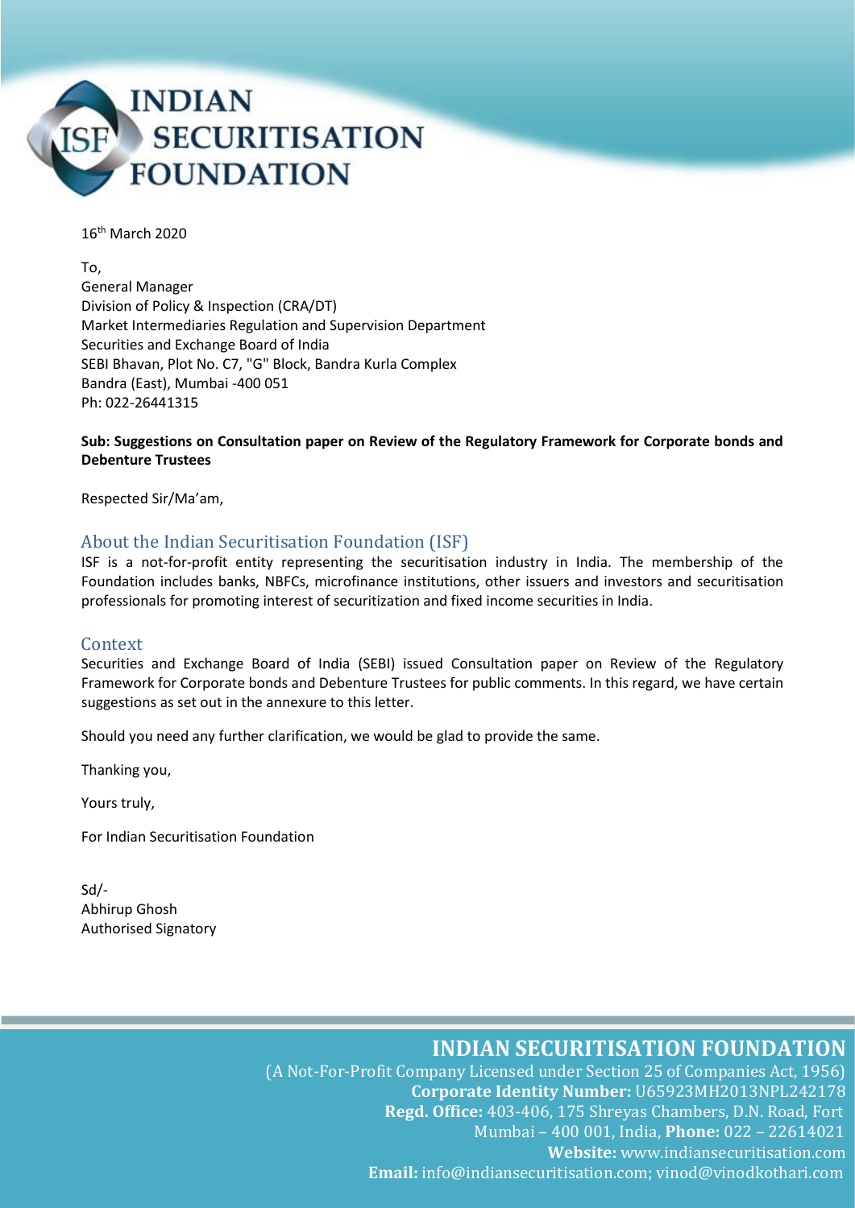# INDIAN SECURITISATION FOUNDATION

16th March 2020

To,
General Manager
Division of Policy & Inspection (CRA/DT)
Market Intermediaries Regulation and Supervision Department
Securities and Exchange Board of India
SEBI Bhavan, Plot No. C7, "G" Block, Bandra Kurla Complex
Bandra (East), Mumbai -400 051
Ph: 022-26441315

**Sub: Suggestions on Consultation paper on Review of the Regulatory Framework for Corporate bonds and Debenture Trustees**

Respected Sir/Ma'am,

## About the Indian Securitisation Foundation (ISF)

ISF is a not-for-profit entity representing the securitisation industry in India. The membership of the Foundation includes banks, NBFCs, microfinance institutions, other issuers and investors and securitisation professionals for promoting interest of securitization and fixed income securities in India.

## Context

Securities and Exchange Board of India (SEBI) issued Consultation paper on Review of the Regulatory Framework for Corporate bonds and Debenture Trustees for public comments. In this regard, we have certain suggestions as set out in the annexure to this letter.

Should you need any further clarification, we would be glad to provide the same.

Thanking you,

Yours truly,

For Indian Securitisation Foundation

Sd/-
Abhirup Ghosh
Authorised Signatory

**INDIAN SECURITISATION FOUNDATION**
(A Not-For-Profit Company Licensed under Section 25 of Companies Act, 1956)
**Corporate Identity Number:** U65923MH2013NPL242178
**Regd. Office:** 403-406, 175 Shreyas Chambers, D.N. Road, Fort Mumbai – 400 001, India, **Phone:** 022 – 22614021
**Website:** www.indiansecuritisation.com
**Email:** info@indiansecuritisation.com; vinod@vinodkothari.com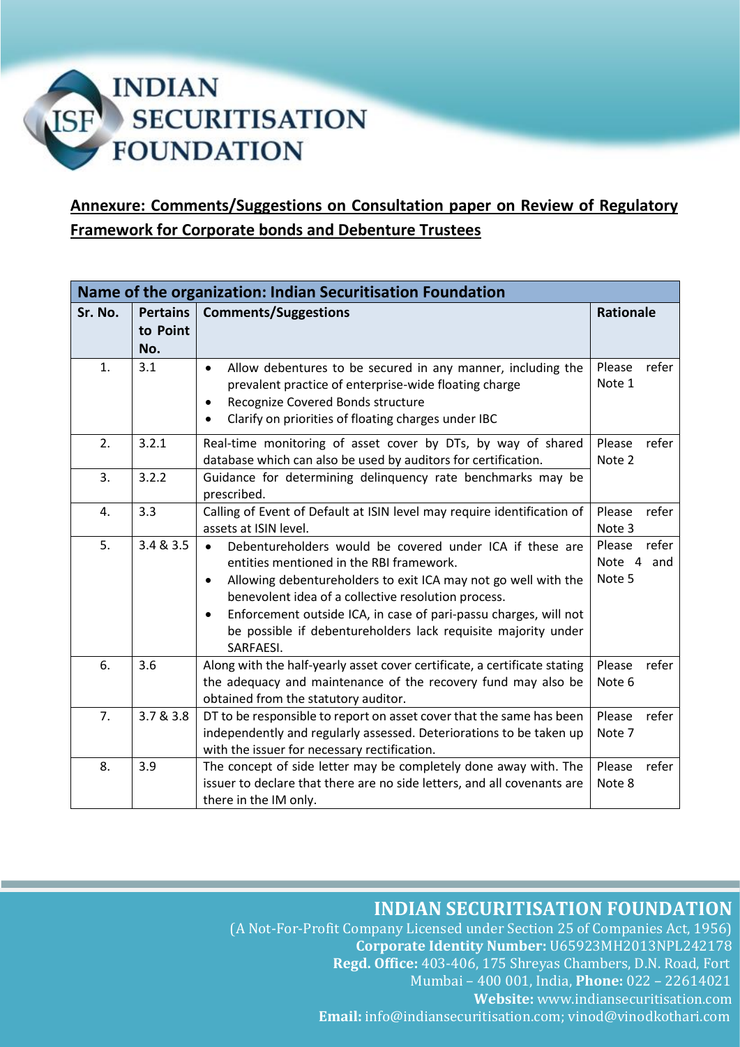## Annexure: Comments/Suggestions on Consultation paper on Review of Regulatory Framework for Corporate bonds and Debenture Trustees

| Name of the organization: Indian Securitisation Foundation | | | |
|---|---|---|---|
| **Sr. No.** | **Pertains to Point No.** | **Comments/Suggestions** | **Rationale** |
| 1. | 3.1 | • Allow debentures to be secured in any manner, including the prevalent practice of enterprise-wide floating charge<br>• Recognize Covered Bonds structure<br>• Clarify on priorities of floating charges under IBC | Please refer Note 1 |
| 2. | 3.2.1 | Real-time monitoring of asset cover by DTs, by way of shared database which can also be used by auditors for certification. | Please refer Note 2 |
| 3. | 3.2.2 | Guidance for determining delinquency rate benchmarks may be prescribed. | |
| 4. | 3.3 | Calling of Event of Default at ISIN level may require identification of assets at ISIN level. | Please refer Note 3 |
| 5. | 3.4 & 3.5 | • Debentureholders would be covered under ICA if these are entities mentioned in the RBI framework.<br>• Allowing debentureholders to exit ICA may not go well with the benevolent idea of a collective resolution process.<br>• Enforcement outside ICA, in case of pari-passu charges, will not be possible if debentureholders lack requisite majority under SARFAESI. | Please refer Note 4 and Note 5 |
| 6. | 3.6 | Along with the half-yearly asset cover certificate, a certificate stating the adequacy and maintenance of the recovery fund may also be obtained from the statutory auditor. | Please refer Note 6 |
| 7. | 3.7 & 3.8 | DT to be responsible to report on asset cover that the same has been independently and regularly assessed. Deteriorations to be taken up with the issuer for necessary rectification. | Please refer Note 7 |
| 8. | 3.9 | The concept of side letter may be completely done away with. The issuer to declare that there are no side letters, and all covenants are there in the IM only. | Please refer Note 8 |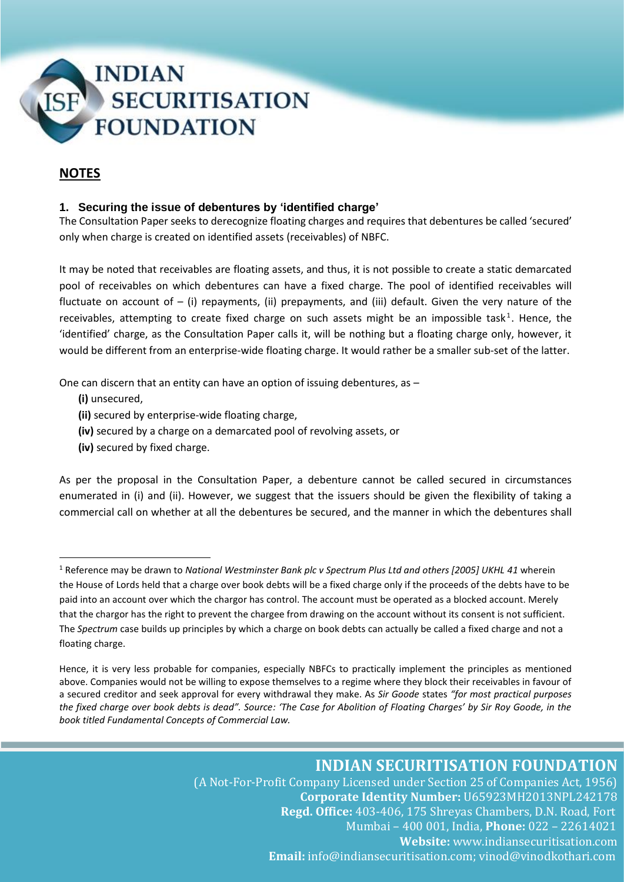## NOTES

### 1. Securing the issue of debentures by 'identified charge'

The Consultation Paper seeks to derecognize floating charges and requires that debentures be called 'secured' only when charge is created on identified assets (receivables) of NBFC.

It may be noted that receivables are floating assets, and thus, it is not possible to create a static demarcated pool of receivables on which debentures can have a fixed charge. The pool of identified receivables will fluctuate on account of – (i) repayments, (ii) prepayments, and (iii) default. Given the very nature of the receivables, attempting to create fixed charge on such assets might be an impossible task[1]. Hence, the 'identified' charge, as the Consultation Paper calls it, will be nothing but a floating charge only, however, it would be different from an enterprise-wide floating charge. It would rather be a smaller sub-set of the latter.

One can discern that an entity can have an option of issuing debentures, as –

**(i)** unsecured,
**(ii)** secured by enterprise-wide floating charge,
**(iv)** secured by a charge on a demarcated pool of revolving assets, or
**(iv)** secured by fixed charge.

As per the proposal in the Consultation Paper, a debenture cannot be called secured in circumstances enumerated in (i) and (ii). However, we suggest that the issuers should be given the flexibility of taking a commercial call on whether at all the debentures be secured, and the manner in which the debentures shall

---

[1] Reference may be drawn to *National Westminster Bank plc v Spectrum Plus Ltd and others [2005] UKHL 41* wherein the House of Lords held that a charge over book debts will be a fixed charge only if the proceeds of the debts have to be paid into an account over which the chargor has control. The account must be operated as a blocked account. Merely that the chargor has the right to prevent the chargee from drawing on the account without its consent is not sufficient. The *Spectrum* case builds up principles by which a charge on book debts can actually be called a fixed charge and not a floating charge.

Hence, it is very less probable for companies, especially NBFCs to practically implement the principles as mentioned above. Companies would not be willing to expose themselves to a regime where they block their receivables in favour of a secured creditor and seek approval for every withdrawal they make. As *Sir Goode* states *"for most practical purposes the fixed charge over book debts is dead". Source: 'The Case for Abolition of Floating Charges' by Sir Roy Goode, in the book titled Fundamental Concepts of Commercial Law.*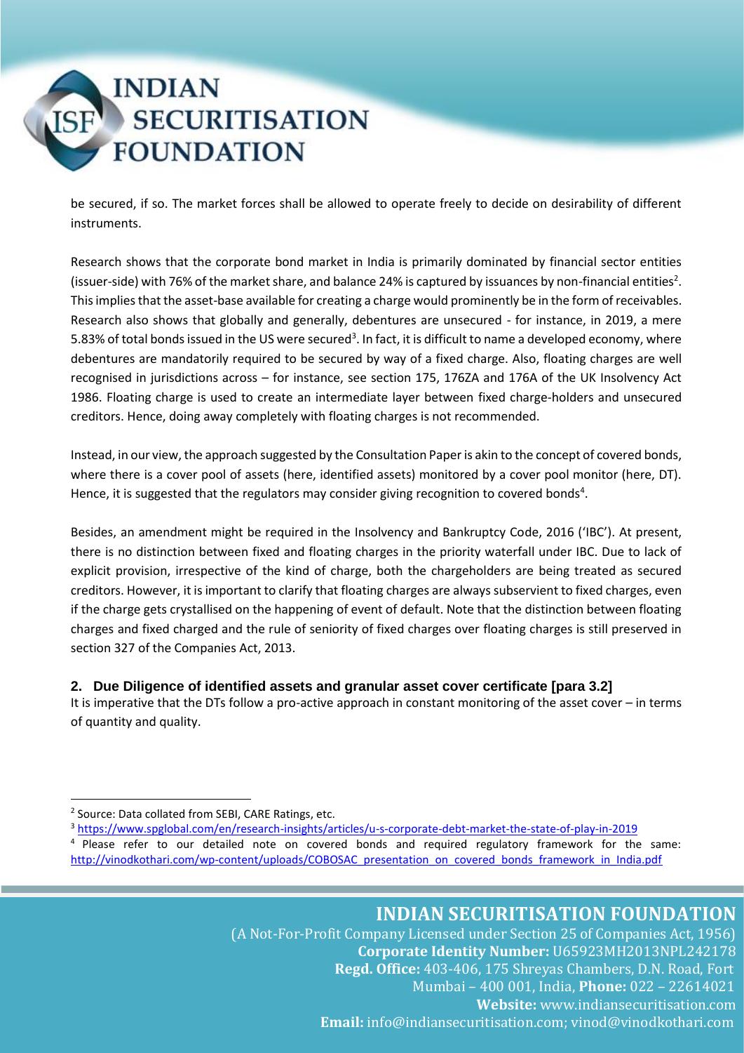be secured, if so. The market forces shall be allowed to operate freely to decide on desirability of different instruments.

Research shows that the corporate bond market in India is primarily dominated by financial sector entities (issuer-side) with 76% of the market share, and balance 24% is captured by issuances by non-financial entities[2]. This implies that the asset-base available for creating a charge would prominently be in the form of receivables. Research also shows that globally and generally, debentures are unsecured - for instance, in 2019, a mere 5.83% of total bonds issued in the US were secured[3]. In fact, it is difficult to name a developed economy, where debentures are mandatorily required to be secured by way of a fixed charge. Also, floating charges are well recognised in jurisdictions across – for instance, see section 175, 176ZA and 176A of the UK Insolvency Act 1986. Floating charge is used to create an intermediate layer between fixed charge-holders and unsecured creditors. Hence, doing away completely with floating charges is not recommended.

Instead, in our view, the approach suggested by the Consultation Paper is akin to the concept of covered bonds, where there is a cover pool of assets (here, identified assets) monitored by a cover pool monitor (here, DT). Hence, it is suggested that the regulators may consider giving recognition to covered bonds[4].

Besides, an amendment might be required in the Insolvency and Bankruptcy Code, 2016 ('IBC'). At present, there is no distinction between fixed and floating charges in the priority waterfall under IBC. Due to lack of explicit provision, irrespective of the kind of charge, both the chargeholders are being treated as secured creditors. However, it is important to clarify that floating charges are always subservient to fixed charges, even if the charge gets crystallised on the happening of event of default. Note that the distinction between floating charges and fixed charged and the rule of seniority of fixed charges over floating charges is still preserved in section 327 of the Companies Act, 2013.

## 2. Due Diligence of identified assets and granular asset cover certificate [para 3.2]

It is imperative that the DTs follow a pro-active approach in constant monitoring of the asset cover – in terms of quantity and quality.

---

[2] Source: Data collated from SEBI, CARE Ratings, etc.

[3] https://www.spglobal.com/en/research-insights/articles/u-s-corporate-debt-market-the-state-of-play-in-2019

[4] Please refer to our detailed note on covered bonds and required regulatory framework for the same: http://vinodkothari.com/wp-content/uploads/COBOSAC_presentation_on_covered_bonds_framework_in_India.pdf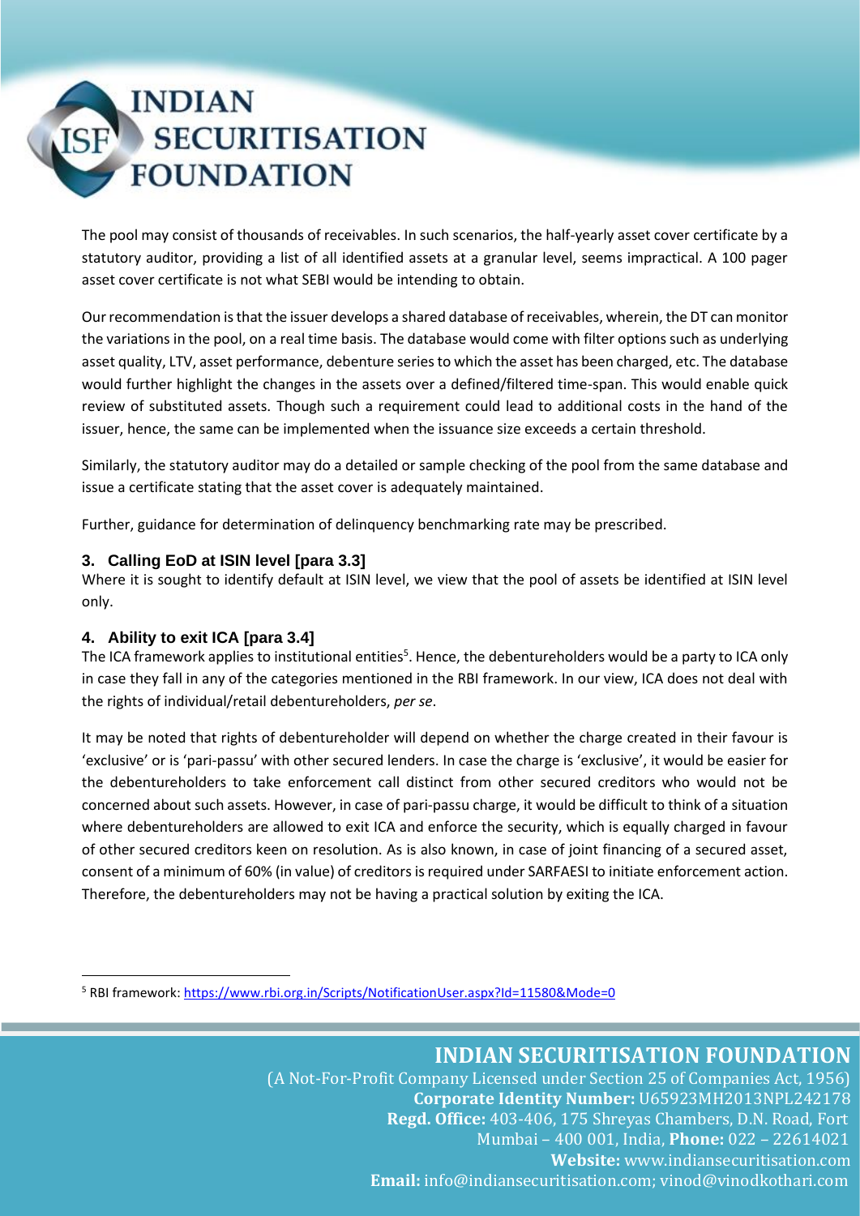The pool may consist of thousands of receivables. In such scenarios, the half-yearly asset cover certificate by a statutory auditor, providing a list of all identified assets at a granular level, seems impractical. A 100 pager asset cover certificate is not what SEBI would be intending to obtain.

Our recommendation is that the issuer develops a shared database of receivables, wherein, the DT can monitor the variations in the pool, on a real time basis. The database would come with filter options such as underlying asset quality, LTV, asset performance, debenture series to which the asset has been charged, etc. The database would further highlight the changes in the assets over a defined/filtered time-span. This would enable quick review of substituted assets. Though such a requirement could lead to additional costs in the hand of the issuer, hence, the same can be implemented when the issuance size exceeds a certain threshold.

Similarly, the statutory auditor may do a detailed or sample checking of the pool from the same database and issue a certificate stating that the asset cover is adequately maintained.

Further, guidance for determination of delinquency benchmarking rate may be prescribed.

### 3. Calling EoD at ISIN level [para 3.3]

Where it is sought to identify default at ISIN level, we view that the pool of assets be identified at ISIN level only.

### 4. Ability to exit ICA [para 3.4]

The ICA framework applies to institutional entities[5]. Hence, the debentureholders would be a party to ICA only in case they fall in any of the categories mentioned in the RBI framework. In our view, ICA does not deal with the rights of individual/retail debentureholders, *per se*.

It may be noted that rights of debentureholder will depend on whether the charge created in their favour is 'exclusive' or is 'pari-passu' with other secured lenders. In case the charge is 'exclusive', it would be easier for the debentureholders to take enforcement call distinct from other secured creditors who would not be concerned about such assets. However, in case of pari-passu charge, it would be difficult to think of a situation where debentureholders are allowed to exit ICA and enforce the security, which is equally charged in favour of other secured creditors keen on resolution. As is also known, in case of joint financing of a secured asset, consent of a minimum of 60% (in value) of creditors is required under SARFAESI to initiate enforcement action. Therefore, the debentureholders may not be having a practical solution by exiting the ICA.

[5] RBI framework: https://www.rbi.org.in/Scripts/NotificationUser.aspx?Id=11580&Mode=0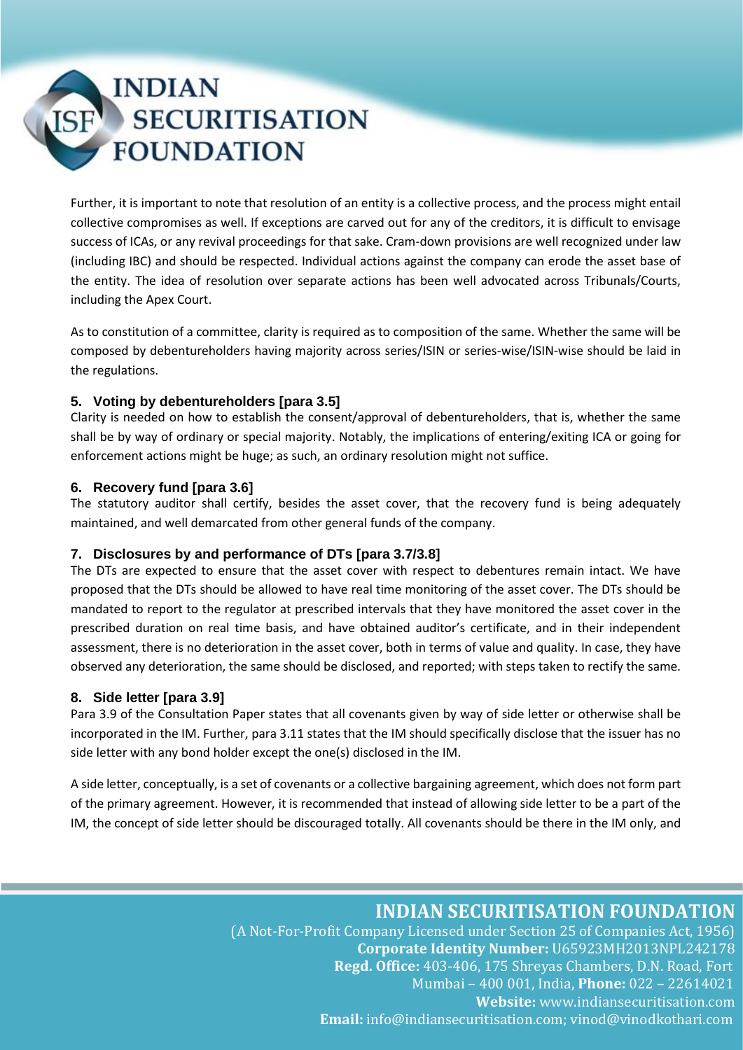Further, it is important to note that resolution of an entity is a collective process, and the process might entail collective compromises as well. If exceptions are carved out for any of the creditors, it is difficult to envisage success of ICAs, or any revival proceedings for that sake. Cram-down provisions are well recognized under law (including IBC) and should be respected. Individual actions against the company can erode the asset base of the entity. The idea of resolution over separate actions has been well advocated across Tribunals/Courts, including the Apex Court.

As to constitution of a committee, clarity is required as to composition of the same. Whether the same will be composed by debentureholders having majority across series/ISIN or series-wise/ISIN-wise should be laid in the regulations.

### 5. Voting by debentureholders [para 3.5]

Clarity is needed on how to establish the consent/approval of debentureholders, that is, whether the same shall be by way of ordinary or special majority. Notably, the implications of entering/exiting ICA or going for enforcement actions might be huge; as such, an ordinary resolution might not suffice.

### 6. Recovery fund [para 3.6]

The statutory auditor shall certify, besides the asset cover, that the recovery fund is being adequately maintained, and well demarcated from other general funds of the company.

### 7. Disclosures by and performance of DTs [para 3.7/3.8]

The DTs are expected to ensure that the asset cover with respect to debentures remain intact. We have proposed that the DTs should be allowed to have real time monitoring of the asset cover. The DTs should be mandated to report to the regulator at prescribed intervals that they have monitored the asset cover in the prescribed duration on real time basis, and have obtained auditor's certificate, and in their independent assessment, there is no deterioration in the asset cover, both in terms of value and quality. In case, they have observed any deterioration, the same should be disclosed, and reported; with steps taken to rectify the same.

### 8. Side letter [para 3.9]

Para 3.9 of the Consultation Paper states that all covenants given by way of side letter or otherwise shall be incorporated in the IM. Further, para 3.11 states that the IM should specifically disclose that the issuer has no side letter with any bond holder except the one(s) disclosed in the IM.

A side letter, conceptually, is a set of covenants or a collective bargaining agreement, which does not form part of the primary agreement. However, it is recommended that instead of allowing side letter to be a part of the IM, the concept of side letter should be discouraged totally. All covenants should be there in the IM only, and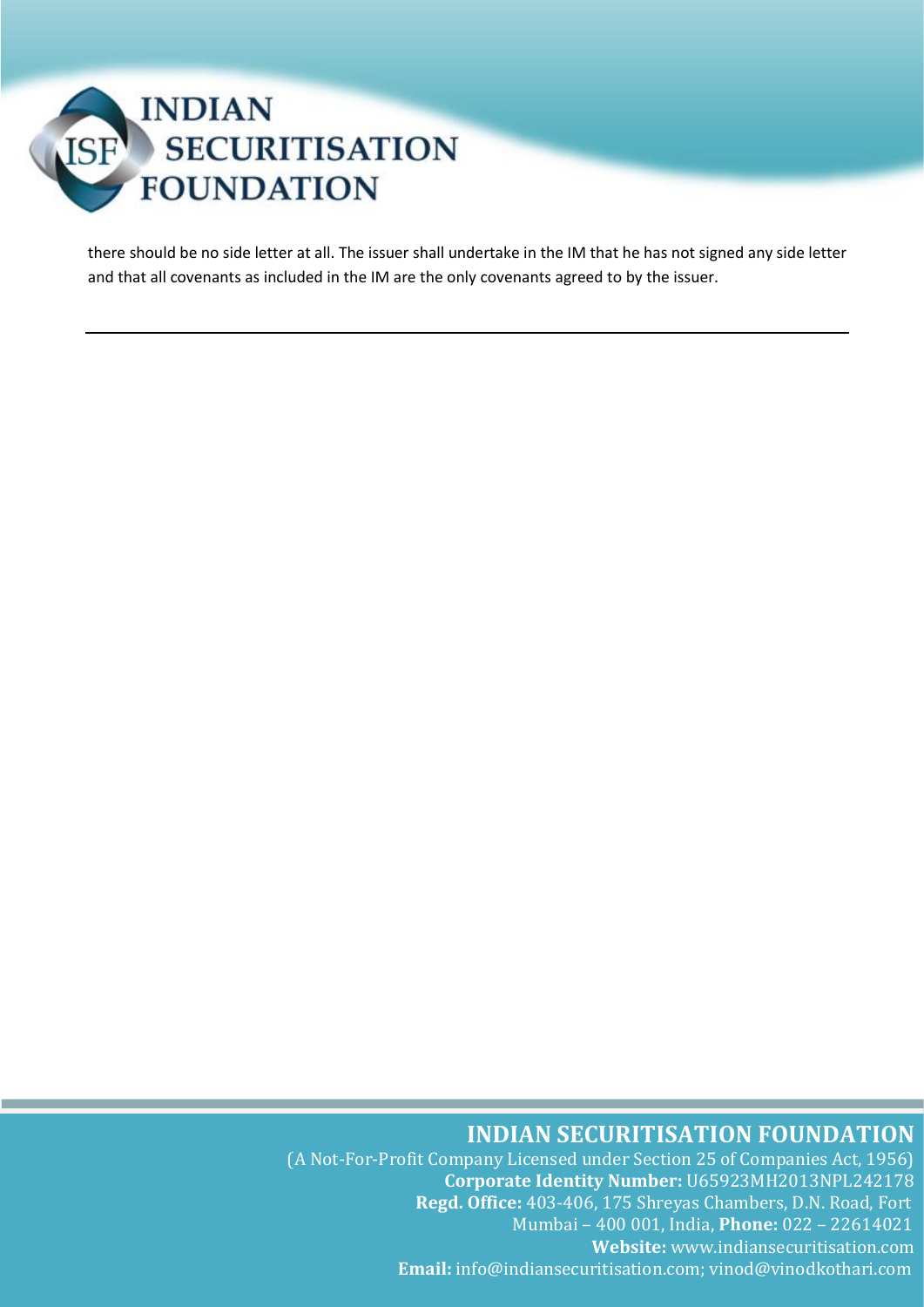there should be no side letter at all. The issuer shall undertake in the IM that he has not signed any side letter and that all covenants as included in the IM are the only covenants agreed to by the issuer.

---